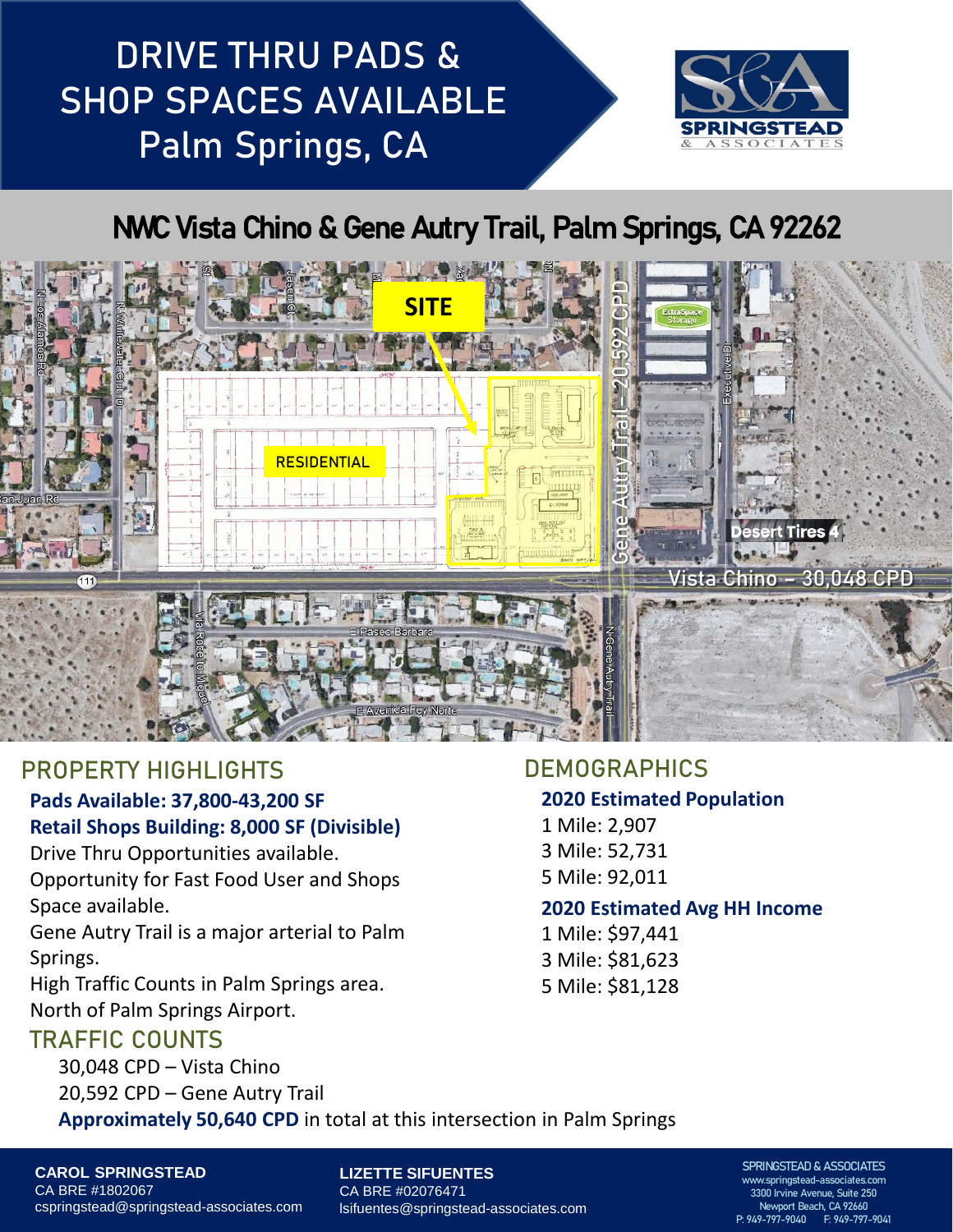# DRIVE THRU PADS & SHOP SPACES AVAILABLE Palm Springs, CA

SPRINGSTEAD & ASSOCIATES

## NWC Vista Chino & Gene Autry Trail, Palm Springs, CA 92262

## PROPERTY HIGHLIGHTS

**Pads Available: 37,800-43,200 SF**
**Retail Shops Building: 8,000 SF (Divisible)**

Drive Thru Opportunities available.
Opportunity for Fast Food User and Shops Space available.
Gene Autry Trail is a major arterial to Palm Springs.
High Traffic Counts in Palm Springs area.
North of Palm Springs Airport.

## TRAFFIC COUNTS

30,048 CPD – Vista Chino
20,592 CPD – Gene Autry Trail
**Approximately 50,640 CPD** in total at this intersection in Palm Springs

## DEMOGRAPHICS

**2020 Estimated Population**
1 Mile: 2,907
3 Mile: 52,731
5 Mile: 92,011

**2020 Estimated Avg HH Income**
1 Mile: $97,441
3 Mile: $81,623
5 Mile: $81,128

**CAROL SPRINGSTEAD**
CA BRE #1802067
cspringstead@springstead-associates.com

**LIZETTE SIFUENTES**
CA BRE #02076471
lsifuentes@springstead-associates.com

SPRINGSTEAD & ASSOCIATES
www.springstead-associates.com
3300 Irvine Avenue, Suite 250
Newport Beach, CA 92660
P: 949-797-9040 F: 949-797-9041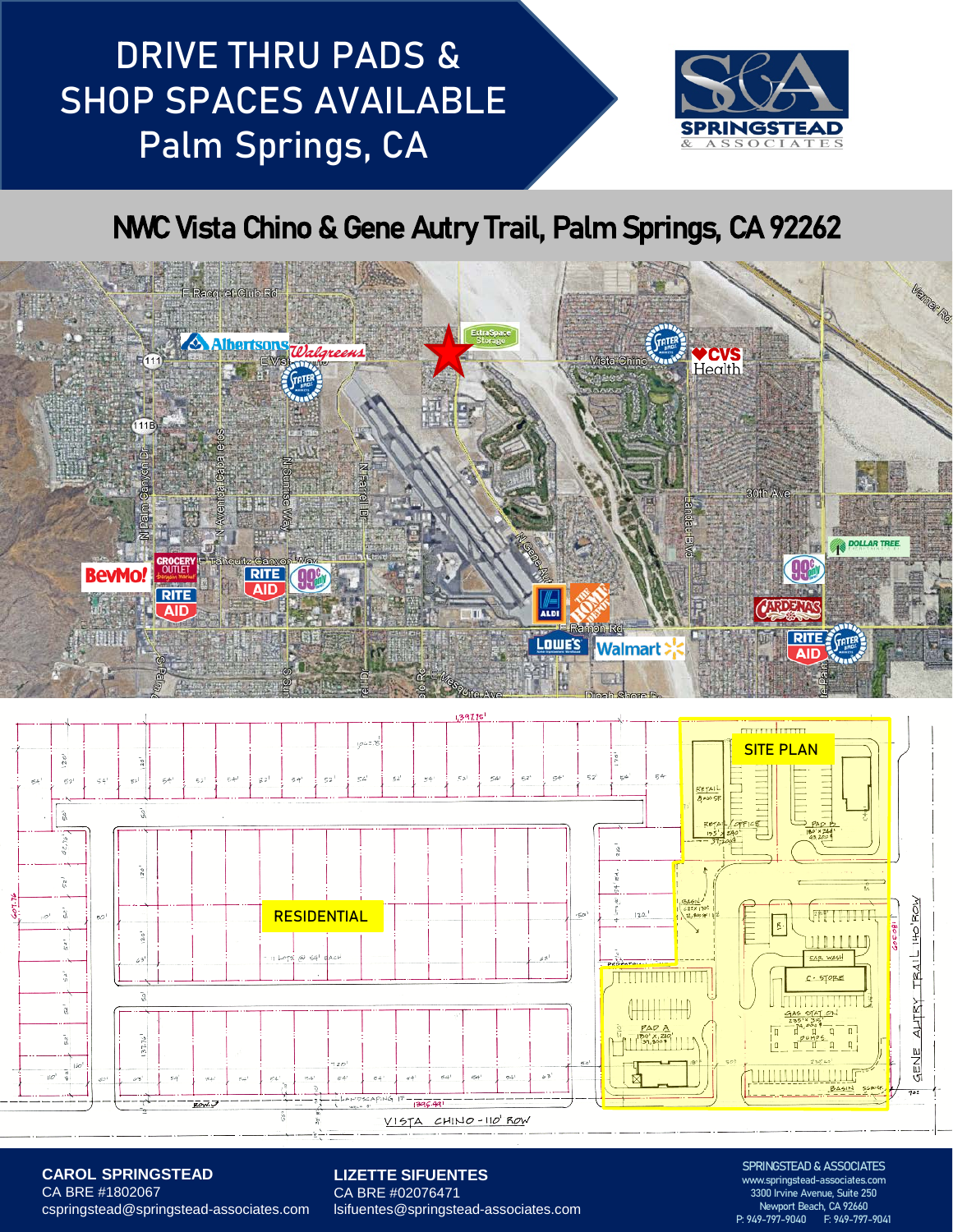# DRIVE THRU PADS & SHOP SPACES AVAILABLE Palm Springs, CA

SPRINGSTEAD & ASSOCIATES

## NWC Vista Chino & Gene Autry Trail, Palm Springs, CA 92262

E Racquet Club Rd

E Vista Chino

Vista Chino

111

111B

N Palm Canyon Dr

N Avenida Caballeros

N Sunrise Way

N Farrell Dr

N Gene Autry Trail

Landau Blvd

30th Ave

E Tahquitz Canyon Way

E Ramon Rd

E Mesquite Ave

Dinah Shore Dr

Varner Rd

Albertsons

Walgreens

Stater Bros

ExtraSpace Storage

CVS Health

BevMo!

Grocery Outlet

Rite Aid

99¢ Only

ALDI

The Home Depot

Lowe's

Walmart

Dollar Tree

Cardenas

SITE PLAN

RESIDENTIAL

RETAIL 8,400 SF

RETAIL / OFFICE

PAD B

BASIN

CAR WASH

C-STORE

GAS STATION

PUMPS

PAD A

BASIN

GENE AUTRY TRAIL 110' ROW

VISTA CHINO - 110' ROW

LANDSCAPING

**CAROL SPRINGSTEAD**
CA BRE #1802067
cspringstead@springstead-associates.com

**LIZETTE SIFUENTES**
CA BRE #02076471
lsifuentes@springstead-associates.com

SPRINGSTEAD & ASSOCIATES
www.springstead-associates.com
3300 Irvine Avenue, Suite 250
Newport Beach, CA 92660
P: 949-797-9040 F: 949-797-9041